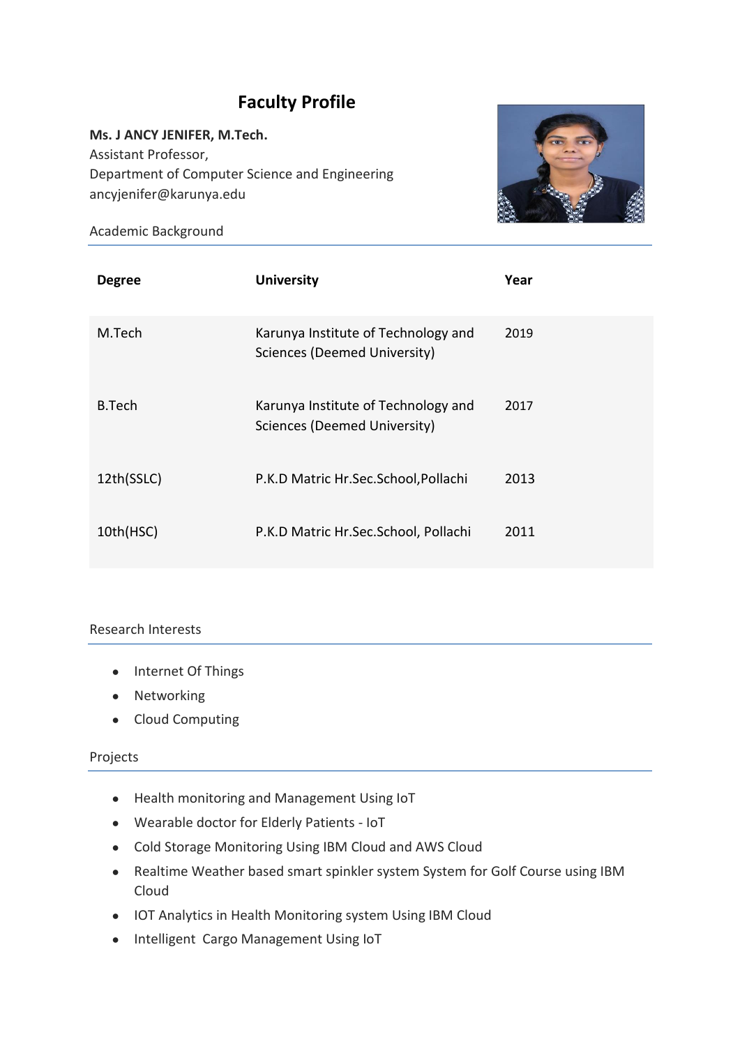# Faculty Profile

**Ms. J ANCY JENIFER, M.Tech.**
Assistant Professor,
Department of Computer Science and Engineering
ancyjenifer@karunya.edu

## Academic Background

| Degree | University | Year |
|---|---|---|
| M.Tech | Karunya Institute of Technology and Sciences (Deemed University) | 2019 |
| B.Tech | Karunya Institute of Technology and Sciences (Deemed University) | 2017 |
| 12th(SSLC) | P.K.D Matric Hr.Sec.School,Pollachi | 2013 |
| 10th(HSC) | P.K.D Matric Hr.Sec.School, Pollachi | 2011 |

## Research Interests

- Internet Of Things
- Networking
- Cloud Computing

## Projects

- Health monitoring and Management Using IoT
- Wearable doctor for Elderly Patients - IoT
- Cold Storage Monitoring Using IBM Cloud and AWS Cloud
- Realtime Weather based smart spinkler system System for Golf Course using IBM Cloud
- IOT Analytics in Health Monitoring system Using IBM Cloud
- Intelligent Cargo Management Using IoT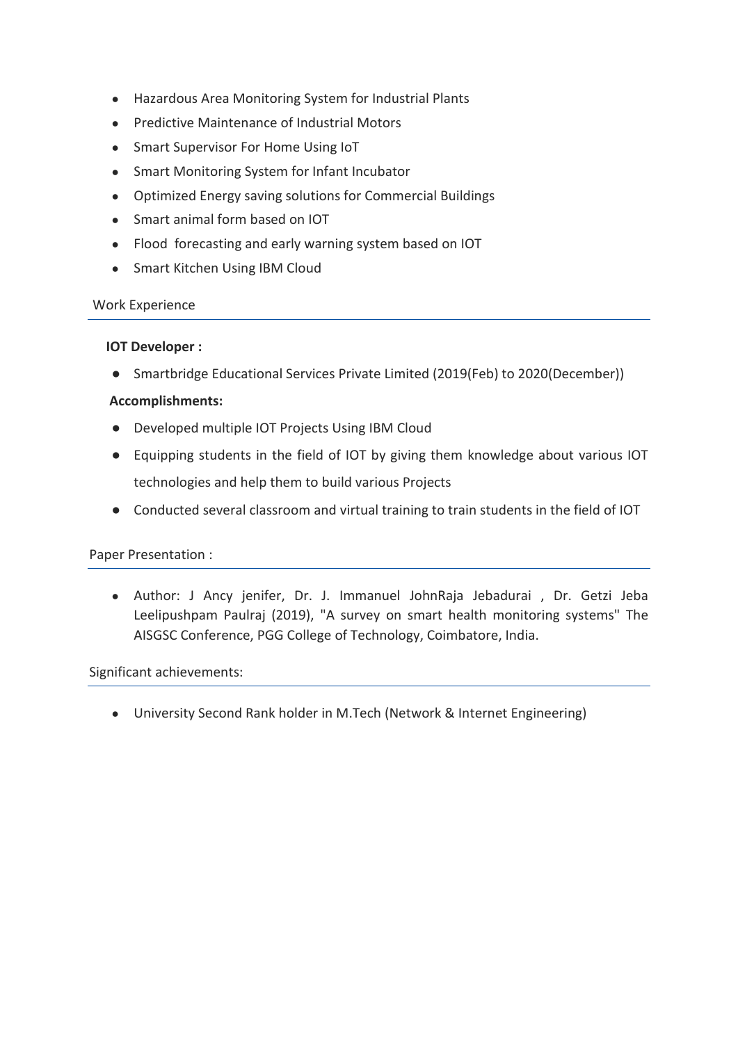- Hazardous Area Monitoring System for Industrial Plants
- Predictive Maintenance of Industrial Motors
- Smart Supervisor For Home Using IoT
- Smart Monitoring System for Infant Incubator
- Optimized Energy saving solutions for Commercial Buildings
- Smart animal form based on IOT
- Flood forecasting and early warning system based on IOT
- Smart Kitchen Using IBM Cloud

## Work Experience

**IOT Developer :**

- Smartbridge Educational Services Private Limited (2019(Feb) to 2020(December))

**Accomplishments:**

- Developed multiple IOT Projects Using IBM Cloud
- Equipping students in the field of IOT by giving them knowledge about various IOT technologies and help them to build various Projects
- Conducted several classroom and virtual training to train students in the field of IOT

## Paper Presentation :

- Author: J Ancy jenifer, Dr. J. Immanuel JohnRaja Jebadurai , Dr. Getzi Jeba Leelipushpam Paulraj (2019), "A survey on smart health monitoring systems" The AISGSC Conference, PGG College of Technology, Coimbatore, India.

## Significant achievements:

- University Second Rank holder in M.Tech (Network & Internet Engineering)